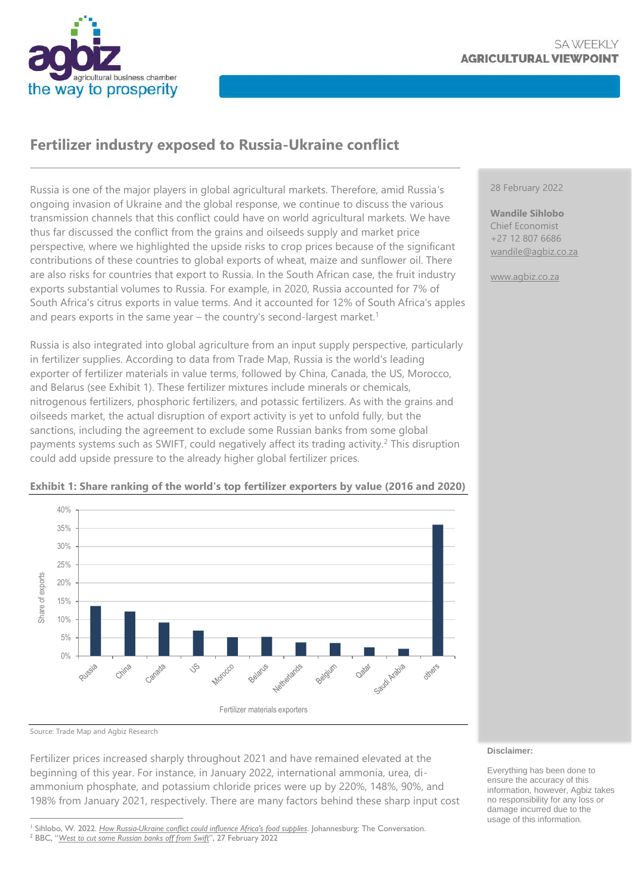# Fertilizer industry exposed to Russia-Ukraine conflict

28 February 2022

**Wandile Sihlobo**
Chief Economist
+27 12 807 6686
wandile@agbiz.co.za

www.agbiz.co.za

Russia is one of the major players in global agricultural markets. Therefore, amid Russia's ongoing invasion of Ukraine and the global response, we continue to discuss the various transmission channels that this conflict could have on world agricultural markets. We have thus far discussed the conflict from the grains and oilseeds supply and market price perspective, where we highlighted the upside risks to crop prices because of the significant contributions of these countries to global exports of wheat, maize and sunflower oil. There are also risks for countries that export to Russia. In the South African case, the fruit industry exports substantial volumes to Russia. For example, in 2020, Russia accounted for 7% of South Africa's citrus exports in value terms. And it accounted for 12% of South Africa's apples and pears exports in the same year – the country's second-largest market.[1]

Russia is also integrated into global agriculture from an input supply perspective, particularly in fertilizer supplies. According to data from Trade Map, Russia is the world's leading exporter of fertilizer materials in value terms, followed by China, Canada, the US, Morocco, and Belarus (see Exhibit 1). These fertilizer mixtures include minerals or chemicals, nitrogenous fertilizers, phosphoric fertilizers, and potassic fertilizers. As with the grains and oilseeds market, the actual disruption of export activity is yet to unfold fully, but the sanctions, including the agreement to exclude some Russian banks from some global payments systems such as SWIFT, could negatively affect its trading activity.[2] This disruption could add upside pressure to the already higher global fertilizer prices.

**Exhibit 1: Share ranking of the world's top fertilizer exporters by value (2016 and 2020)**

Share of exports
40%
35%
30%
25%
20%
15%
10%
5%
0%

Russia
China
Canada
US
Morocco
Belarus
Netherlands
Belgium
Qatar
Saudi Arabia
others

Fertilizer materials exporters

Source: Trade Map and Agbiz Research

Fertilizer prices increased sharply throughout 2021 and have remained elevated at the beginning of this year. For instance, in January 2022, international ammonia, urea, di-ammonium phosphate, and potassium chloride prices were up by 220%, 148%, 90%, and 198% from January 2021, respectively. There are many factors behind these sharp input cost

**Disclaimer:**

Everything has been done to ensure the accuracy of this information, however, Agbiz takes no responsibility for any loss or damage incurred due to the usage of this information.

[1] Sihlobo, W. 2022. *How Russia-Ukraine conflict could influence Africa's food supplies*. Johannesburg: The Conversation.
[2] BBC, "*West to cut some Russian banks off from Swift*", 27 February 2022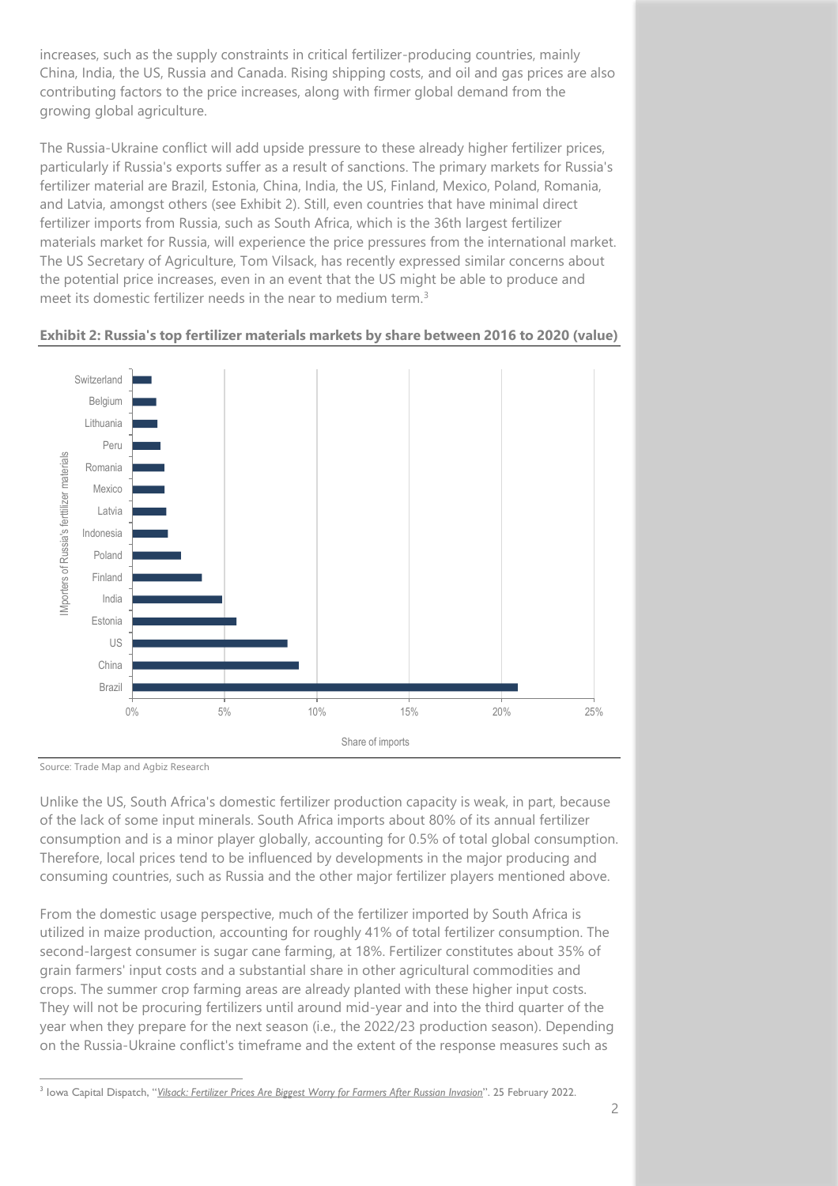increases, such as the supply constraints in critical fertilizer-producing countries, mainly China, India, the US, Russia and Canada. Rising shipping costs, and oil and gas prices are also contributing factors to the price increases, along with firmer global demand from the growing global agriculture.

The Russia-Ukraine conflict will add upside pressure to these already higher fertilizer prices, particularly if Russia's exports suffer as a result of sanctions. The primary markets for Russia's fertilizer material are Brazil, Estonia, China, India, the US, Finland, Mexico, Poland, Romania, and Latvia, amongst others (see Exhibit 2). Still, even countries that have minimal direct fertilizer imports from Russia, such as South Africa, which is the 36th largest fertilizer materials market for Russia, will experience the price pressures from the international market. The US Secretary of Agriculture, Tom Vilsack, has recently expressed similar concerns about the potential price increases, even in an event that the US might be able to produce and meet its domestic fertilizer needs in the near to medium term.[3]

**Exhibit 2: Russia's top fertilizer materials markets by share between 2016 to 2020 (value)**

IMporters of Russia's fertilizer materials

Switzerland
Belgium
Lithuania
Peru
Romania
Mexico
Latvia
Indonesia
Poland
Finland
India
Estonia
US
China
Brazil

0% 5% 10% 15% 20% 25%

Share of imports

Source: Trade Map and Agbiz Research

Unlike the US, South Africa's domestic fertilizer production capacity is weak, in part, because of the lack of some input minerals. South Africa imports about 80% of its annual fertilizer consumption and is a minor player globally, accounting for 0.5% of total global consumption. Therefore, local prices tend to be influenced by developments in the major producing and consuming countries, such as Russia and the other major fertilizer players mentioned above.

From the domestic usage perspective, much of the fertilizer imported by South Africa is utilized in maize production, accounting for roughly 41% of total fertilizer consumption. The second-largest consumer is sugar cane farming, at 18%. Fertilizer constitutes about 35% of grain farmers' input costs and a substantial share in other agricultural commodities and crops. The summer crop farming areas are already planted with these higher input costs. They will not be procuring fertilizers until around mid-year and into the third quarter of the year when they prepare for the next season (i.e., the 2022/23 production season). Depending on the Russia-Ukraine conflict's timeframe and the extent of the response measures such as

[3] Iowa Capital Dispatch, "*Vilsack: Fertilizer Prices Are Biggest Worry for Farmers After Russian Invasion*". 25 February 2022.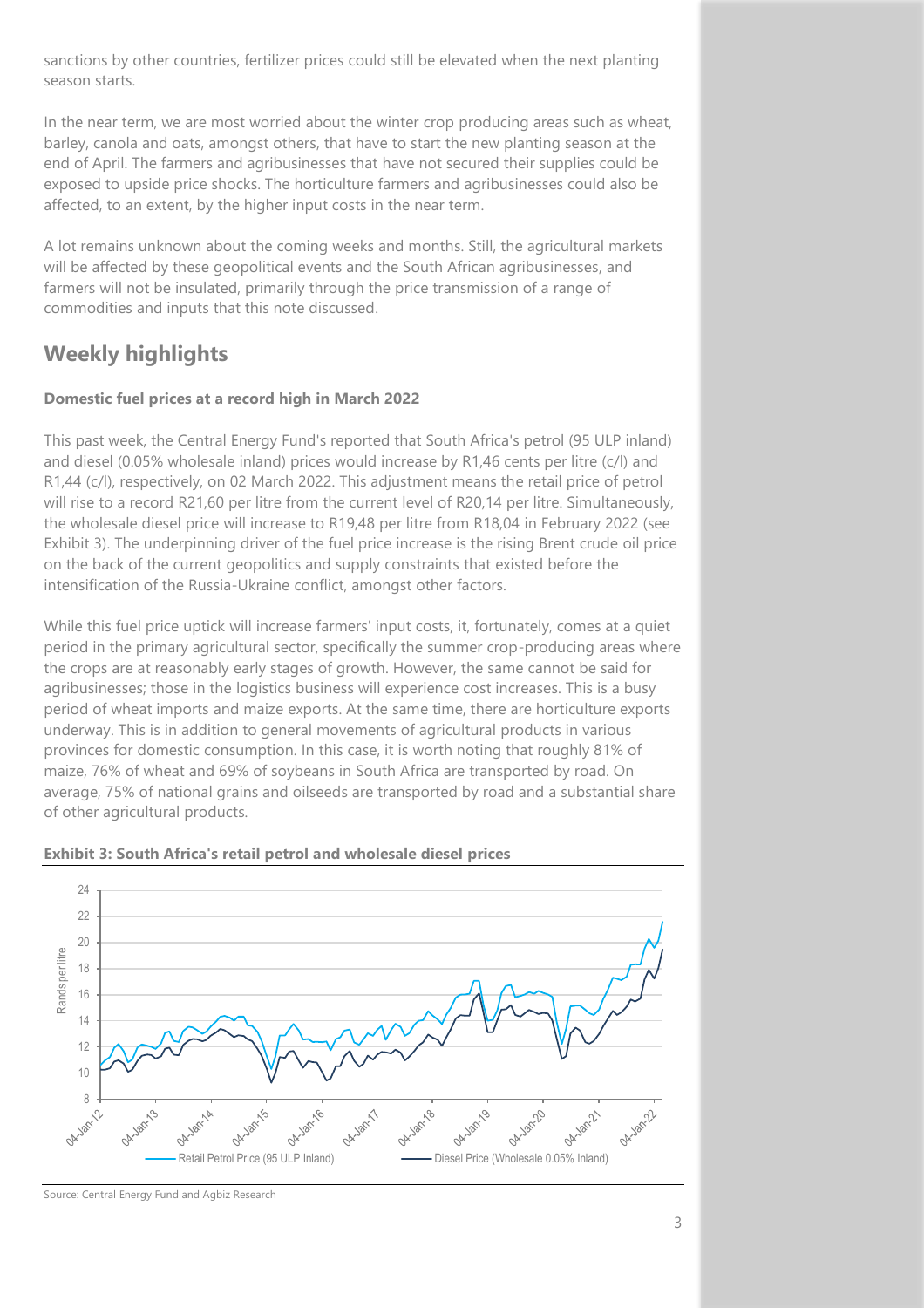sanctions by other countries, fertilizer prices could still be elevated when the next planting season starts.

In the near term, we are most worried about the winter crop producing areas such as wheat, barley, canola and oats, amongst others, that have to start the new planting season at the end of April. The farmers and agribusinesses that have not secured their supplies could be exposed to upside price shocks. The horticulture farmers and agribusinesses could also be affected, to an extent, by the higher input costs in the near term.

A lot remains unknown about the coming weeks and months. Still, the agricultural markets will be affected by these geopolitical events and the South African agribusinesses, and farmers will not be insulated, primarily through the price transmission of a range of commodities and inputs that this note discussed.

## Weekly highlights

### Domestic fuel prices at a record high in March 2022

This past week, the Central Energy Fund's reported that South Africa's petrol (95 ULP inland) and diesel (0.05% wholesale inland) prices would increase by R1,46 cents per litre (c/l) and R1,44 (c/l), respectively, on 02 March 2022. This adjustment means the retail price of petrol will rise to a record R21,60 per litre from the current level of R20,14 per litre. Simultaneously, the wholesale diesel price will increase to R19,48 per litre from R18,04 in February 2022 (see Exhibit 3). The underpinning driver of the fuel price increase is the rising Brent crude oil price on the back of the current geopolitics and supply constraints that existed before the intensification of the Russia-Ukraine conflict, amongst other factors.

While this fuel price uptick will increase farmers' input costs, it, fortunately, comes at a quiet period in the primary agricultural sector, specifically the summer crop-producing areas where the crops are at reasonably early stages of growth. However, the same cannot be said for agribusinesses; those in the logistics business will experience cost increases. This is a busy period of wheat imports and maize exports. At the same time, there are horticulture exports underway. This is in addition to general movements of agricultural products in various provinces for domestic consumption. In this case, it is worth noting that roughly 81% of maize, 76% of wheat and 69% of soybeans in South Africa are transported by road. On average, 75% of national grains and oilseeds are transported by road and a substantial share of other agricultural products.

**Exhibit 3: South Africa's retail petrol and wholesale diesel prices**

Source: Central Energy Fund and Agbiz Research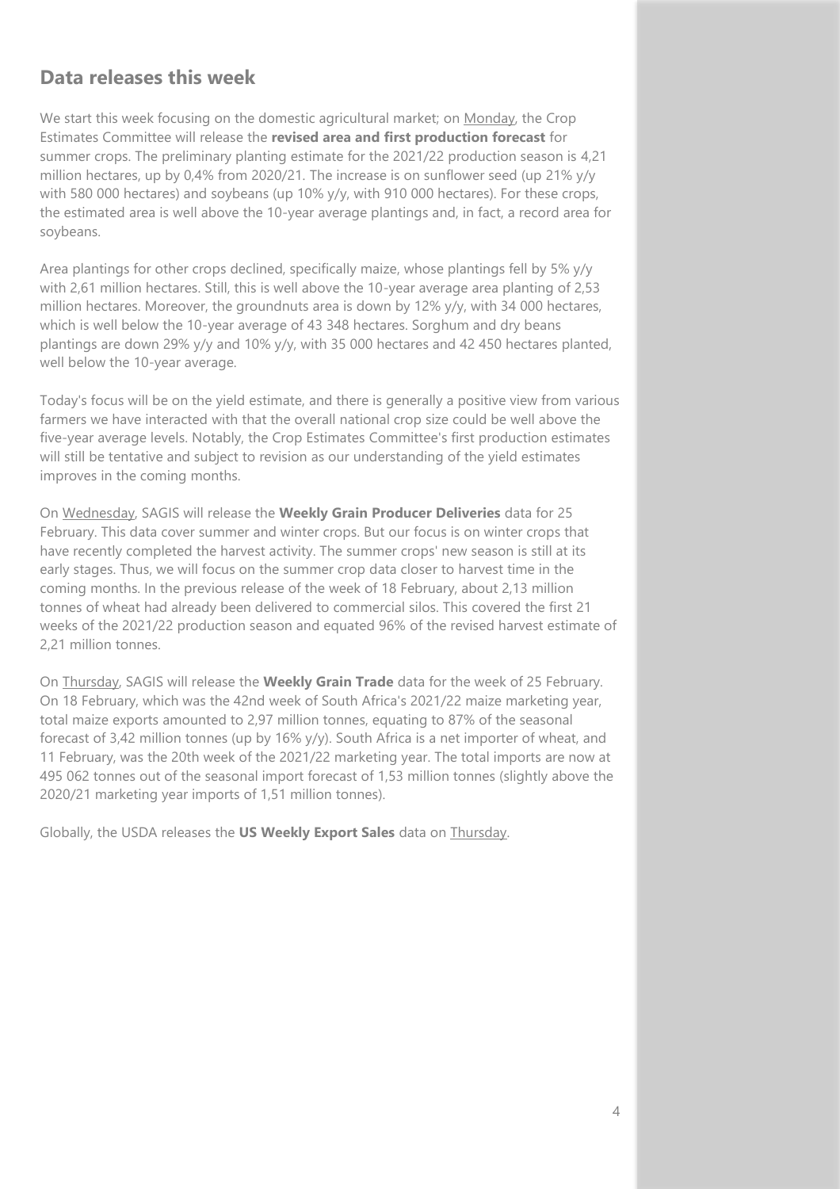## Data releases this week

We start this week focusing on the domestic agricultural market; on Monday, the Crop Estimates Committee will release the **revised area and first production forecast** for summer crops. The preliminary planting estimate for the 2021/22 production season is 4,21 million hectares, up by 0,4% from 2020/21. The increase is on sunflower seed (up 21% y/y with 580 000 hectares) and soybeans (up 10% y/y, with 910 000 hectares). For these crops, the estimated area is well above the 10-year average plantings and, in fact, a record area for soybeans.

Area plantings for other crops declined, specifically maize, whose plantings fell by 5% y/y with 2,61 million hectares. Still, this is well above the 10-year average area planting of 2,53 million hectares. Moreover, the groundnuts area is down by 12% y/y, with 34 000 hectares, which is well below the 10-year average of 43 348 hectares. Sorghum and dry beans plantings are down 29% y/y and 10% y/y, with 35 000 hectares and 42 450 hectares planted, well below the 10-year average.

Today's focus will be on the yield estimate, and there is generally a positive view from various farmers we have interacted with that the overall national crop size could be well above the five-year average levels. Notably, the Crop Estimates Committee's first production estimates will still be tentative and subject to revision as our understanding of the yield estimates improves in the coming months.

On Wednesday, SAGIS will release the **Weekly Grain Producer Deliveries** data for 25 February. This data cover summer and winter crops. But our focus is on winter crops that have recently completed the harvest activity. The summer crops' new season is still at its early stages. Thus, we will focus on the summer crop data closer to harvest time in the coming months. In the previous release of the week of 18 February, about 2,13 million tonnes of wheat had already been delivered to commercial silos. This covered the first 21 weeks of the 2021/22 production season and equated 96% of the revised harvest estimate of 2,21 million tonnes.

On Thursday, SAGIS will release the **Weekly Grain Trade** data for the week of 25 February. On 18 February, which was the 42nd week of South Africa's 2021/22 maize marketing year, total maize exports amounted to 2,97 million tonnes, equating to 87% of the seasonal forecast of 3,42 million tonnes (up by 16% y/y). South Africa is a net importer of wheat, and 11 February, was the 20th week of the 2021/22 marketing year. The total imports are now at 495 062 tonnes out of the seasonal import forecast of 1,53 million tonnes (slightly above the 2020/21 marketing year imports of 1,51 million tonnes).

Globally, the USDA releases the **US Weekly Export Sales** data on Thursday.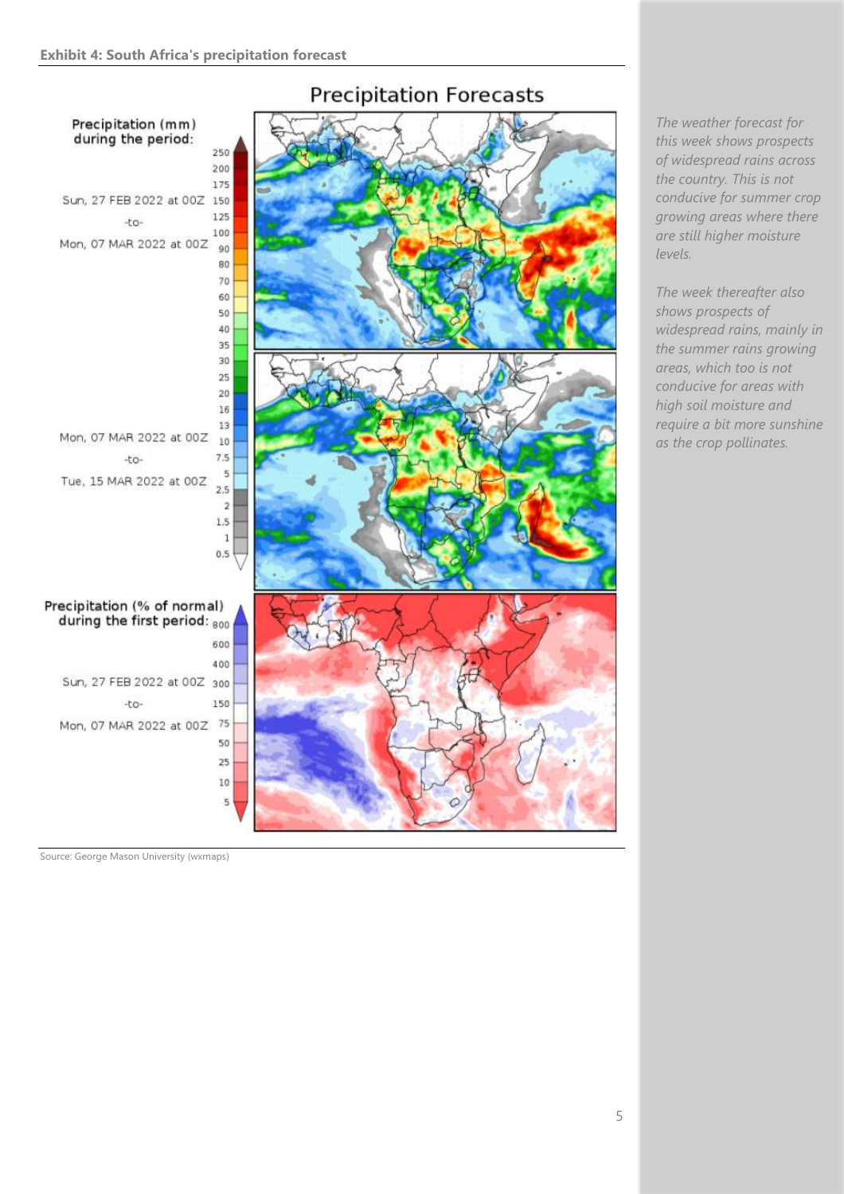**Exhibit 4: South Africa's precipitation forecast**

Precipitation Forecasts

Precipitation (mm) during the period:

250
200
175
150
125
100
90
80
70
60
50
40
35
30
25
20
16
13
10
7.5
5
2.5
2
1.5
1
0.5

Sun, 27 FEB 2022 at 00Z -to- Mon, 07 MAR 2022 at 00Z

Mon, 07 MAR 2022 at 00Z -to- Tue, 15 MAR 2022 at 00Z

Precipitation (% of normal) during the first period:

800
600
400
300
150
75
50
25
10
5

Sun, 27 FEB 2022 at 00Z -to- Mon, 07 MAR 2022 at 00Z

Source: George Mason University (wxmaps)

*The weather forecast for this week shows prospects of widespread rains across the country. This is not conducive for summer crop growing areas where there are still higher moisture levels.*

*The week thereafter also shows prospects of widespread rains, mainly in the summer rains growing areas, which too is not conducive for areas with high soil moisture and require a bit more sunshine as the crop pollinates.*